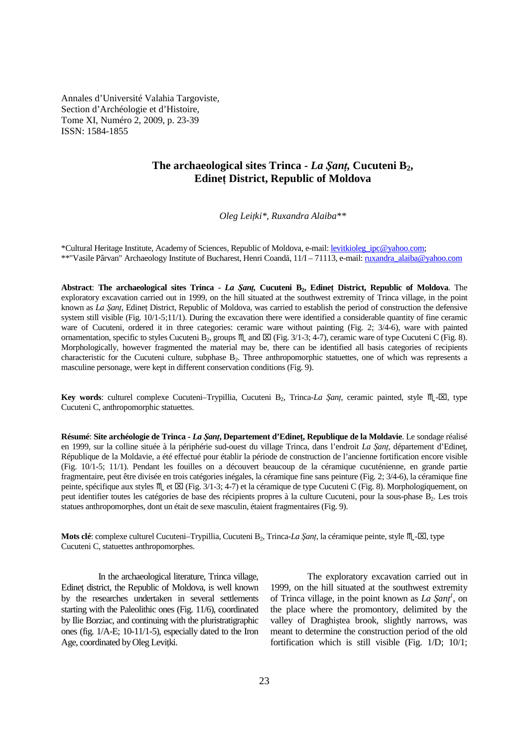Annales d'Université Valahia Targoviste,
Section d'Archéologie et d'Histoire,
Tome XI, Numéro 2, 2009, p. 23-39
ISSN: 1584-1855

# The archaeological sites Trinca - *La Şanţ*, Cucuteni $B_2$, Edineţ District, Republic of Moldova

*Oleg Leiţki\*, Ruxandra Alaiba\*\**

\*Cultural Heritage Institute, Academy of Sciences, Republic of Moldova, e-mail: levitkioleg_ipc@yahoo.com;
\*\*"Vasile Pârvan" Archaeology Institute of Bucharest, Henri Coandă, 11/I – 71113, e-mail: ruxandra_alaiba@yahoo.com

**Abstract**: **The archaeological sites Trinca - *La Şanţ*, Cucuteni $B_2$, Edineţ District, Republic of Moldova**. The exploratory excavation carried out in 1999, on the hill situated at the southwest extremity of Trinca village, in the point known as *La Şanţ*, Edineţ District, Republic of Moldova, was carried to establish the period of construction the defensive system still visible (Fig. 10/1-5;11/1). During the excavation there were identified a considerable quantity of fine ceramic ware of Cucuteni, ordered it in three categories: ceramic ware without painting (Fig. 2; 3/4-6), ware with painted ornamentation, specific to styles Cucuteni $B_2$, groups ♏ and ⊠ (Fig. 3/1-3; 4-7), ceramic ware of type Cucuteni C (Fig. 8). Morphologically, however fragmented the material may be, there can be identified all basis categories of recipients characteristic for the Cucuteni culture, subphase $B_2$. Three anthropomorphic statuettes, one of which was represents a masculine personage, were kept in different conservation conditions (Fig. 9).

**Key words**: culturel complexe Cucuteni–Trypillia, Cucuteni $B_2$, Trinca-*La Şanţ*, ceramic painted, style ♏-⊠, type Cucuteni C, anthropomorphic statuettes.

**Résumé**: **Site archéologie de Trinca - *La Şanţ*, Departement d'Edineţ, Republique de la Moldavie**. Le sondage réalisé en 1999, sur la colline située à la périphérie sud-ouest du village Trinca, dans l'endroit *La Şanţ*, département d'Edineţ, République de la Moldavie, a été effectué pour établir la période de construction de l'ancienne fortification encore visible (Fig. 10/1-5; 11/1). Pendant les fouilles on a découvert beaucoup de la céramique cucuténienne, en grande partie fragmentaire, peut être divisée en trois catégories inégales, la céramique fine sans peinture (Fig. 2; 3/4-6), la céramique fine peinte, spécifique aux styles ♏ et ⊠ (Fig. 3/1-3; 4-7) et la céramique de type Cucuteni C (Fig. 8). Morphologiquement, on peut identifier toutes les catégories de base des récipients propres à la culture Cucuteni, pour la sous-phase $B_2$. Les trois statues anthropomorphes, dont un était de sexe masculin, étaient fragmentaires (Fig. 9).

**Mots clé**: complexe culturel Cucuteni–Trypillia, Cucuteni $B_2$, Trinca-*La Şanţ*, la céramique peinte, style ♏-⊠, type Cucuteni C, statuettes anthropomorphes.

In the archaeological literature, Trinca village, Edineţ district, the Republic of Moldova, is well known by the researches undertaken in several settlements starting with the Paleolithic ones (Fig. 11/6), coordinated by Ilie Borziac, and continuing with the pluristratigraphic ones (fig. 1/A-E; 10-11/1-5), especially dated to the Iron Age, coordinated by Oleg Leviţki.

The exploratory excavation carried out in 1999, on the hill situated at the southwest extremity of Trinca village, in the point known as *La Şanţ*[1], on the place where the promontory, delimited by the valley of Draghiştea brook, slightly narrows, was meant to determine the construction period of the old fortification which is still visible (Fig. 1/D; 10/1;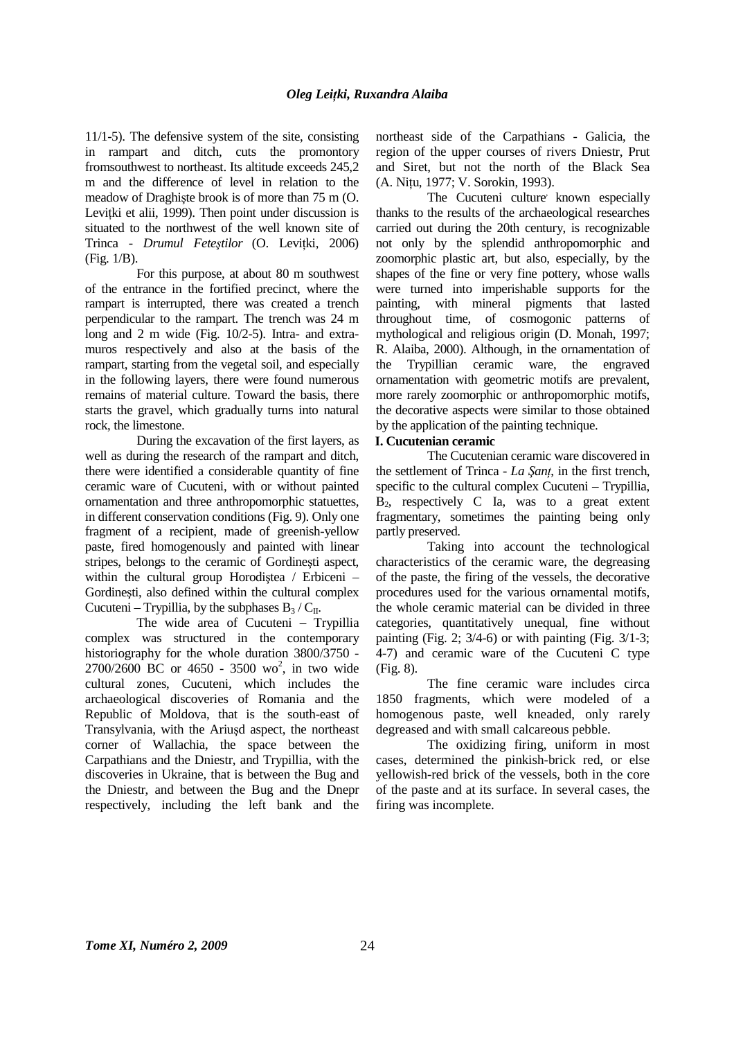11/1-5). The defensive system of the site, consisting in rampart and ditch, cuts the promontory fromsouthwest to northeast. Its altitude exceeds 245,2 m and the difference of level in relation to the meadow of Draghişte brook is of more than 75 m (O. Leviţki et alii, 1999). Then point under discussion is situated to the northwest of the well known site of Trinca - *Drumul Feteştilor* (O. Leviţki, 2006) (Fig. 1/B).

For this purpose, at about 80 m southwest of the entrance in the fortified precinct, where the rampart is interrupted, there was created a trench perpendicular to the rampart. The trench was 24 m long and 2 m wide (Fig. 10/2-5). Intra- and extra-muros respectively and also at the basis of the rampart, starting from the vegetal soil, and especially in the following layers, there were found numerous remains of material culture. Toward the basis, there starts the gravel, which gradually turns into natural rock, the limestone.

During the excavation of the first layers, as well as during the research of the rampart and ditch, there were identified a considerable quantity of fine ceramic ware of Cucuteni, with or without painted ornamentation and three anthropomorphic statuettes, in different conservation conditions (Fig. 9). Only one fragment of a recipient, made of greenish-yellow paste, fired homogenously and painted with linear stripes, belongs to the ceramic of Gordineşti aspect, within the cultural group Horodiştea / Erbiceni – Gordineşti, also defined within the cultural complex Cucuteni – Trypillia, by the subphases $B_3$ / $C_{II}$.

The wide area of Cucuteni – Trypillia complex was structured in the contemporary historiography for the whole duration 3800/3750 - 2700/2600 BC or 4650 - 3500 wo[2], in two wide cultural zones, Cucuteni, which includes the archaeological discoveries of Romania and the Republic of Moldova, that is the south-east of Transylvania, with the Ariuşd aspect, the northeast corner of Wallachia, the space between the Carpathians and the Dniestr, and Trypillia, with the discoveries in Ukraine, that is between the Bug and the Dniestr, and between the Bug and the Dnepr respectively, including the left bank and the northeast side of the Carpathians - Galicia, the region of the upper courses of rivers Dniestr, Prut and Siret, but not the north of the Black Sea (A. Niţu, 1977; V. Sorokin, 1993).

The Cucuteni culture known especially thanks to the results of the archaeological researches carried out during the 20th century, is recognizable not only by the splendid anthropomorphic and zoomorphic plastic art, but also, especially, by the shapes of the fine or very fine pottery, whose walls were turned into imperishable supports for the painting, with mineral pigments that lasted throughout time, of cosmogonic patterns of mythological and religious origin (D. Monah, 1997; R. Alaiba, 2000). Although, in the ornamentation of the Trypillian ceramic ware, the engraved ornamentation with geometric motifs are prevalent, more rarely zoomorphic or anthropomorphic motifs, the decorative aspects were similar to those obtained by the application of the painting technique.

**I. Cucutenian ceramic**

The Cucutenian ceramic ware discovered in the settlement of Trinca - *La Şanţ*, in the first trench, specific to the cultural complex Cucuteni – Trypillia, $B_2$, respectively C Ia, was to a great extent fragmentary, sometimes the painting being only partly preserved.

Taking into account the technological characteristics of the ceramic ware, the degreasing of the paste, the firing of the vessels, the decorative procedures used for the various ornamental motifs, the whole ceramic material can be divided in three categories, quantitatively unequal, fine without painting (Fig. 2; 3/4-6) or with painting (Fig. 3/1-3; 4-7) and ceramic ware of the Cucuteni C type (Fig. 8).

The fine ceramic ware includes circa 1850 fragments, which were modeled of a homogenous paste, well kneaded, only rarely degreased and with small calcareous pebble.

The oxidizing firing, uniform in most cases, determined the pinkish-brick red, or else yellowish-red brick of the vessels, both in the core of the paste and at its surface. In several cases, the firing was incomplete.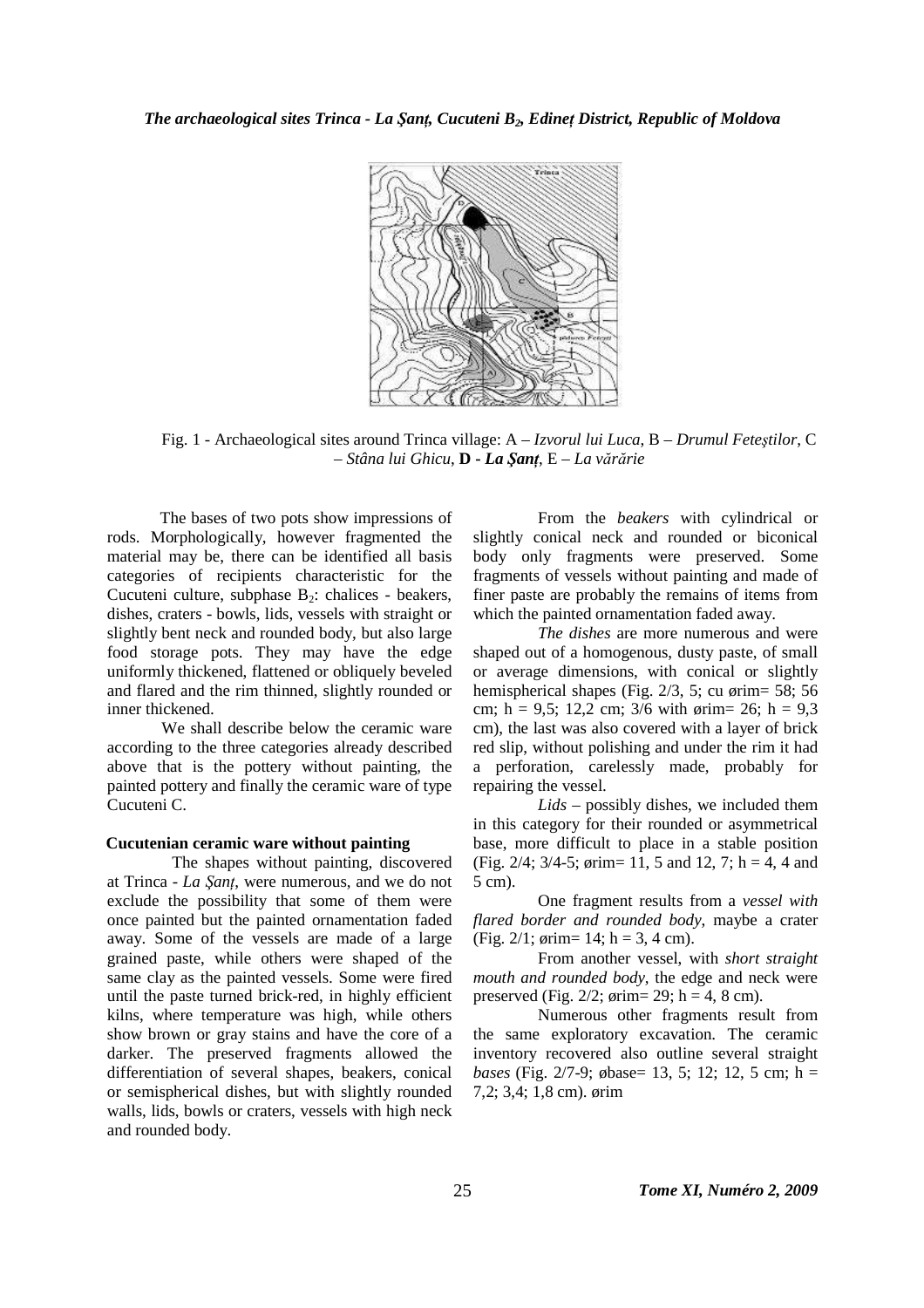Fig. 1 - Archaeological sites around Trinca village: A – *Izvorul lui Luca*, B – *Drumul Feteştilor*, C – *Stâna lui Ghicu*, **D - *La Şanţ***, E – *La vărărie*

The bases of two pots show impressions of rods. Morphologically, however fragmented the material may be, there can be identified all basis categories of recipients characteristic for the Cucuteni culture, subphase $B_2$: chalices - beakers, dishes, craters - bowls, lids, vessels with straight or slightly bent neck and rounded body, but also large food storage pots. They may have the edge uniformly thickened, flattened or obliquely beveled and flared and the rim thinned, slightly rounded or inner thickened.

We shall describe below the ceramic ware according to the three categories already described above that is the pottery without painting, the painted pottery and finally the ceramic ware of type Cucuteni C.

### Cucutenian ceramic ware without painting

The shapes without painting, discovered at Trinca - *La Şanţ*, were numerous, and we do not exclude the possibility that some of them were once painted but the painted ornamentation faded away. Some of the vessels are made of a large grained paste, while others were shaped of the same clay as the painted vessels. Some were fired until the paste turned brick-red, in highly efficient kilns, where temperature was high, while others show brown or gray stains and have the core of a darker. The preserved fragments allowed the differentiation of several shapes, beakers, conical or semispherical dishes, but with slightly rounded walls, lids, bowls or craters, vessels with high neck and rounded body.

From the *beakers* with cylindrical or slightly conical neck and rounded or biconical body only fragments were preserved. Some fragments of vessels without painting and made of finer paste are probably the remains of items from which the painted ornamentation faded away.

*The dishes* are more numerous and were shaped out of a homogenous, dusty paste, of small or average dimensions, with conical or slightly hemispherical shapes (Fig. 2/3, 5; cu ørim= 58; 56 cm; h = 9,5; 12,2 cm; 3/6 with ørim= 26; h = 9,3 cm), the last was also covered with a layer of brick red slip, without polishing and under the rim it had a perforation, carelessly made, probably for repairing the vessel.

*Lids* – possibly dishes, we included them in this category for their rounded or asymmetrical base, more difficult to place in a stable position (Fig. 2/4; 3/4-5; ørim= 11, 5 and 12, 7; h = 4, 4 and 5 cm).

One fragment results from a *vessel with flared border and rounded body*, maybe a crater (Fig. 2/1; ørim= 14; h = 3, 4 cm).

From another vessel, with *short straight mouth and rounded body*, the edge and neck were preserved (Fig. 2/2; ørim= 29; h = 4, 8 cm).

Numerous other fragments result from the same exploratory excavation. The ceramic inventory recovered also outline several straight *bases* (Fig. 2/7-9; øbase= 13, 5; 12; 12, 5 cm; h = 7,2; 3,4; 1,8 cm). ørim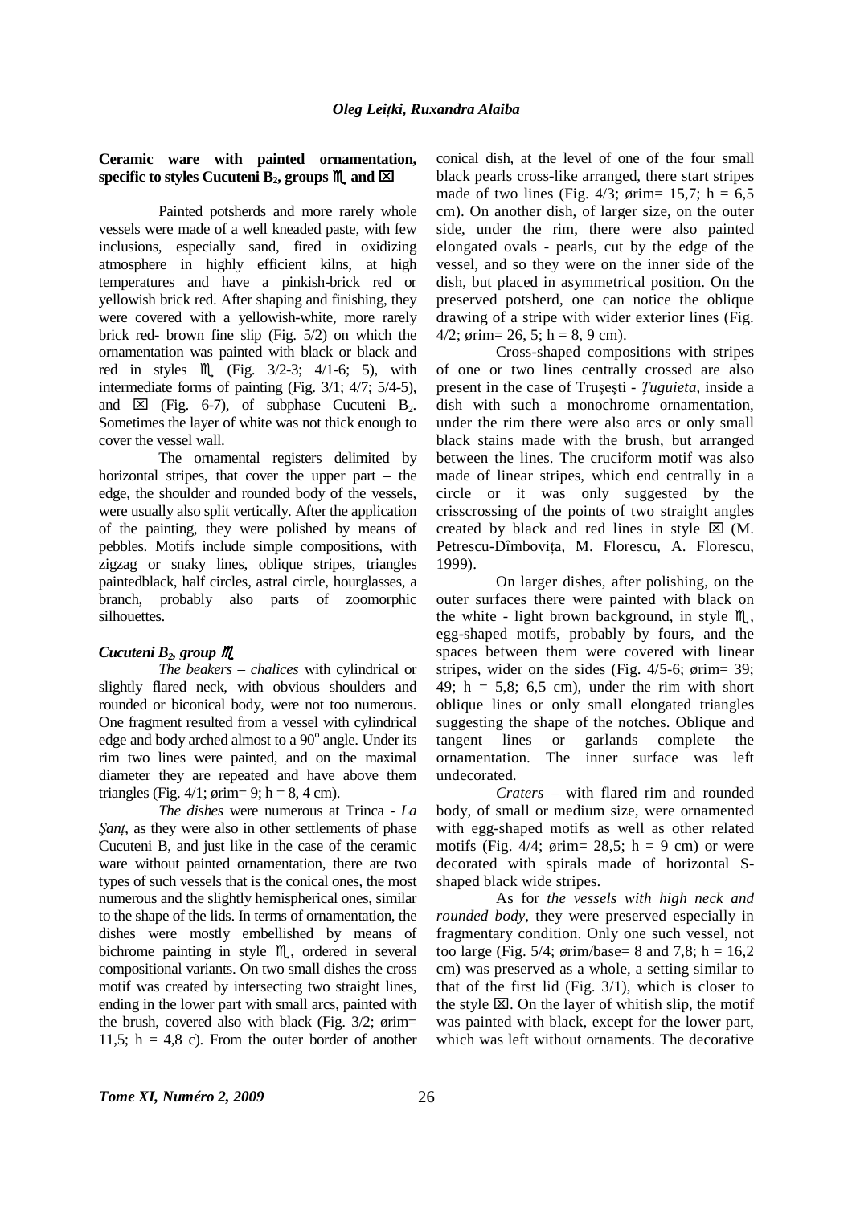## Ceramic ware with painted ornamentation, specific to styles Cucuteni $B_2$, groups ♏ and ⌧

Painted potsherds and more rarely whole vessels were made of a well kneaded paste, with few inclusions, especially sand, fired in oxidizing atmosphere in highly efficient kilns, at high temperatures and have a pinkish-brick red or yellowish brick red. After shaping and finishing, they were covered with a yellowish-white, more rarely brick red- brown fine slip (Fig. 5/2) on which the ornamentation was painted with black or black and red in styles ♏ (Fig. 3/2-3; 4/1-6; 5), with intermediate forms of painting (Fig. 3/1; 4/7; 5/4-5), and ⌧ (Fig. 6-7), of subphase Cucuteni $B_2$. Sometimes the layer of white was not thick enough to cover the vessel wall.

The ornamental registers delimited by horizontal stripes, that cover the upper part – the edge, the shoulder and rounded body of the vessels, were usually also split vertically. After the application of the painting, they were polished by means of pebbles. Motifs include simple compositions, with zigzag or snaky lines, oblique stripes, triangles paintedblack, half circles, astral circle, hourglasses, a branch, probably also parts of zoomorphic silhouettes.

### *Cucuteni $B_2$, group ♏*

*The beakers – chalices* with cylindrical or slightly flared neck, with obvious shoulders and rounded or biconical body, were not too numerous. One fragment resulted from a vessel with cylindrical edge and body arched almost to a 90° angle. Under its rim two lines were painted, and on the maximal diameter they are repeated and have above them triangles (Fig. 4/1; ørim= 9; h = 8, 4 cm).

*The dishes* were numerous at Trinca - *La Şanţ*, as they were also in other settlements of phase Cucuteni B, and just like in the case of the ceramic ware without painted ornamentation, there are two types of such vessels that is the conical ones, the most numerous and the slightly hemispherical ones, similar to the shape of the lids. In terms of ornamentation, the dishes were mostly embellished by means of bichrome painting in style ♏, ordered in several compositional variants. On two small dishes the cross motif was created by intersecting two straight lines, ending in the lower part with small arcs, painted with the brush, covered also with black (Fig. 3/2; ørim= 11,5; h = 4,8 c). From the outer border of another conical dish, at the level of one of the four small black pearls cross-like arranged, there start stripes made of two lines (Fig. 4/3; ørim= 15,7; h = 6,5 cm). On another dish, of larger size, on the outer side, under the rim, there were also painted elongated ovals - pearls, cut by the edge of the vessel, and so they were on the inner side of the dish, but placed in asymmetrical position. On the preserved potsherd, one can notice the oblique drawing of a stripe with wider exterior lines (Fig. 4/2; ørim= 26, 5; h = 8, 9 cm).

Cross-shaped compositions with stripes of one or two lines centrally crossed are also present in the case of Truşeşti - *Ţuguieta*, inside a dish with such a monochrome ornamentation, under the rim there were also arcs or only small black stains made with the brush, but arranged between the lines. The cruciform motif was also made of linear stripes, which end centrally in a circle or it was only suggested by the crisscrossing of the points of two straight angles created by black and red lines in style ⌧ (M. Petrescu-Dîmboviţa, M. Florescu, A. Florescu, 1999).

On larger dishes, after polishing, on the outer surfaces there were painted with black on the white - light brown background, in style ♏, egg-shaped motifs, probably by fours, and the spaces between them were covered with linear stripes, wider on the sides (Fig. 4/5-6; ørim= 39; 49; h = 5,8; 6,5 cm), under the rim with short oblique lines or only small elongated triangles suggesting the shape of the notches. Oblique and tangent lines or garlands complete the ornamentation. The inner surface was left undecorated.

*Craters* – with flared rim and rounded body, of small or medium size, were ornamented with egg-shaped motifs as well as other related motifs (Fig. 4/4; ørim= 28,5; h = 9 cm) or were decorated with spirals made of horizontal S-shaped black wide stripes.

As for *the vessels with high neck and rounded body*, they were preserved especially in fragmentary condition. Only one such vessel, not too large (Fig. 5/4; ørim/base= 8 and 7,8; h = 16,2 cm) was preserved as a whole, a setting similar to that of the first lid (Fig. 3/1), which is closer to the style ⌧. On the layer of whitish slip, the motif was painted with black, except for the lower part, which was left without ornaments. The decorative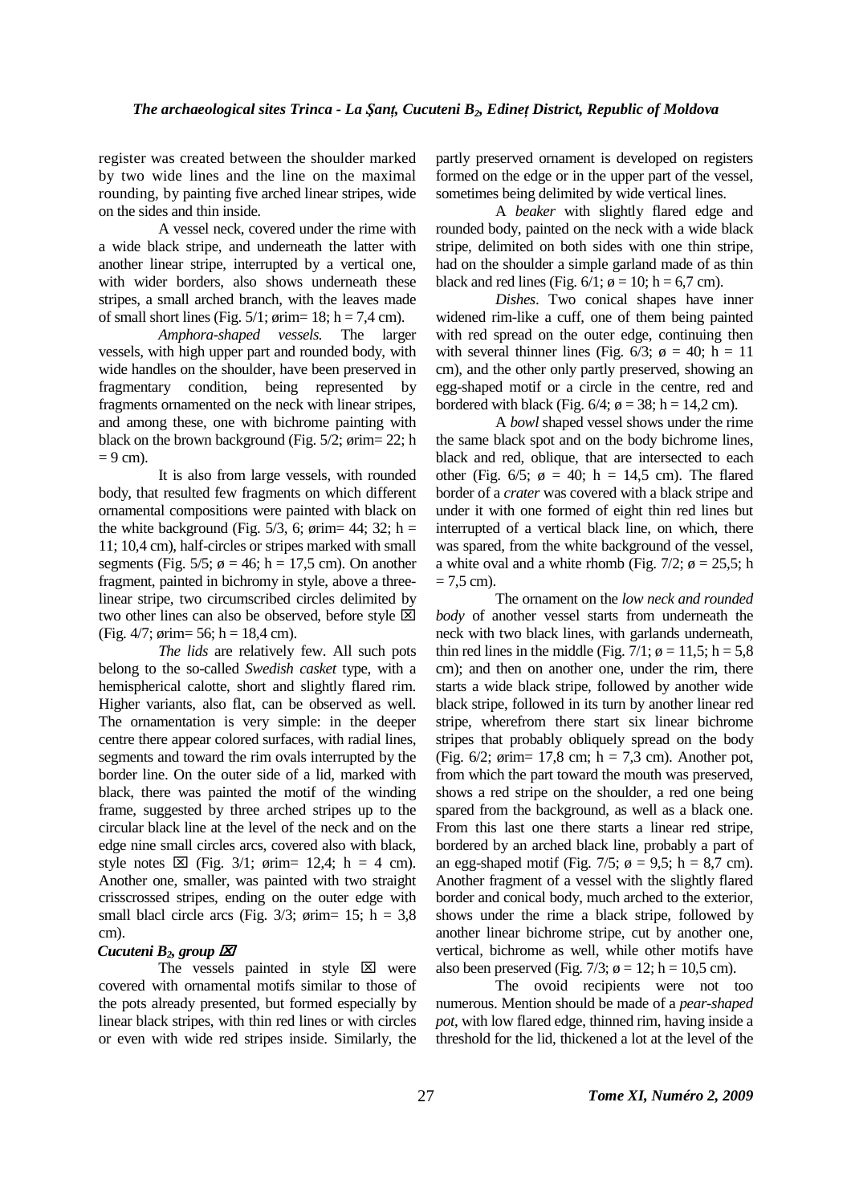register was created between the shoulder marked by two wide lines and the line on the maximal rounding, by painting five arched linear stripes, wide on the sides and thin inside.

A vessel neck, covered under the rime with a wide black stripe, and underneath the latter with another linear stripe, interrupted by a vertical one, with wider borders, also shows underneath these stripes, a small arched branch, with the leaves made of small short lines (Fig. 5/1; ørim= 18; h = 7,4 cm).

*Amphora-shaped vessels.* The larger vessels, with high upper part and rounded body, with wide handles on the shoulder, have been preserved in fragmentary condition, being represented by fragments ornamented on the neck with linear stripes, and among these, one with bichrome painting with black on the brown background (Fig. 5/2; ørim= 22; h = 9 cm).

It is also from large vessels, with rounded body, that resulted few fragments on which different ornamental compositions were painted with black on the white background (Fig. 5/3, 6; ørim= 44; 32; h = 11; 10,4 cm), half-circles or stripes marked with small segments (Fig. 5/5; ø = 46; h = 17,5 cm). On another fragment, painted in bichromy in style, above a three-linear stripe, two circumscribed circles delimited by two other lines can also be observed, before style ⊠ (Fig. 4/7; ørim= 56; h = 18,4 cm).

*The lids* are relatively few. All such pots belong to the so-called *Swedish casket* type, with a hemispherical calotte, short and slightly flared rim. Higher variants, also flat, can be observed as well. The ornamentation is very simple: in the deeper centre there appear colored surfaces, with radial lines, segments and toward the rim ovals interrupted by the border line. On the outer side of a lid, marked with black, there was painted the motif of the winding frame, suggested by three arched stripes up to the circular black line at the level of the neck and on the edge nine small circles arcs, covered also with black, style notes ⊠ (Fig. 3/1; ørim= 12,4; h = 4 cm). Another one, smaller, was painted with two straight crisscrossed stripes, ending on the outer edge with small blacl circle arcs (Fig. 3/3; ørim= 15; h = 3,8 cm).

### *Cucuteni $B_2$, group ⊠*

The vessels painted in style ⊠ were covered with ornamental motifs similar to those of the pots already presented, but formed especially by linear black stripes, with thin red lines or with circles or even with wide red stripes inside. Similarly, the partly preserved ornament is developed on registers formed on the edge or in the upper part of the vessel, sometimes being delimited by wide vertical lines.

A *beaker* with slightly flared edge and rounded body, painted on the neck with a wide black stripe, delimited on both sides with one thin stripe, had on the shoulder a simple garland made of as thin black and red lines (Fig. 6/1; ø = 10; h = 6,7 cm).

*Dishes*. Two conical shapes have inner widened rim-like a cuff, one of them being painted with red spread on the outer edge, continuing then with several thinner lines (Fig. 6/3; ø = 40; h = 11 cm), and the other only partly preserved, showing an egg-shaped motif or a circle in the centre, red and bordered with black (Fig. 6/4; ø = 38; h = 14,2 cm).

A *bowl* shaped vessel shows under the rime the same black spot and on the body bichrome lines, black and red, oblique, that are intersected to each other (Fig. 6/5; ø = 40; h = 14,5 cm). The flared border of a *crater* was covered with a black stripe and under it with one formed of eight thin red lines but interrupted of a vertical black line, on which, there was spared, from the white background of the vessel, a white oval and a white rhomb (Fig. 7/2; ø = 25,5; h = 7,5 cm).

The ornament on the *low neck and rounded body* of another vessel starts from underneath the neck with two black lines, with garlands underneath, thin red lines in the middle (Fig. 7/1; ø = 11,5; h = 5,8 cm); and then on another one, under the rim, there starts a wide black stripe, followed by another wide black stripe, followed in its turn by another linear red stripe, wherefrom there start six linear bichrome stripes that probably obliquely spread on the body (Fig. 6/2; ørim= 17,8 cm; h = 7,3 cm). Another pot, from which the part toward the mouth was preserved, shows a red stripe on the shoulder, a red one being spared from the background, as well as a black one. From this last one there starts a linear red stripe, bordered by an arched black line, probably a part of an egg-shaped motif (Fig. 7/5; ø = 9,5; h = 8,7 cm). Another fragment of a vessel with the slightly flared border and conical body, much arched to the exterior, shows under the rime a black stripe, followed by another linear bichrome stripe, cut by another one, vertical, bichrome as well, while other motifs have also been preserved (Fig. 7/3; ø = 12; h = 10,5 cm).

The ovoid recipients were not too numerous. Mention should be made of a *pear-shaped pot*, with low flared edge, thinned rim, having inside a threshold for the lid, thickened a lot at the level of the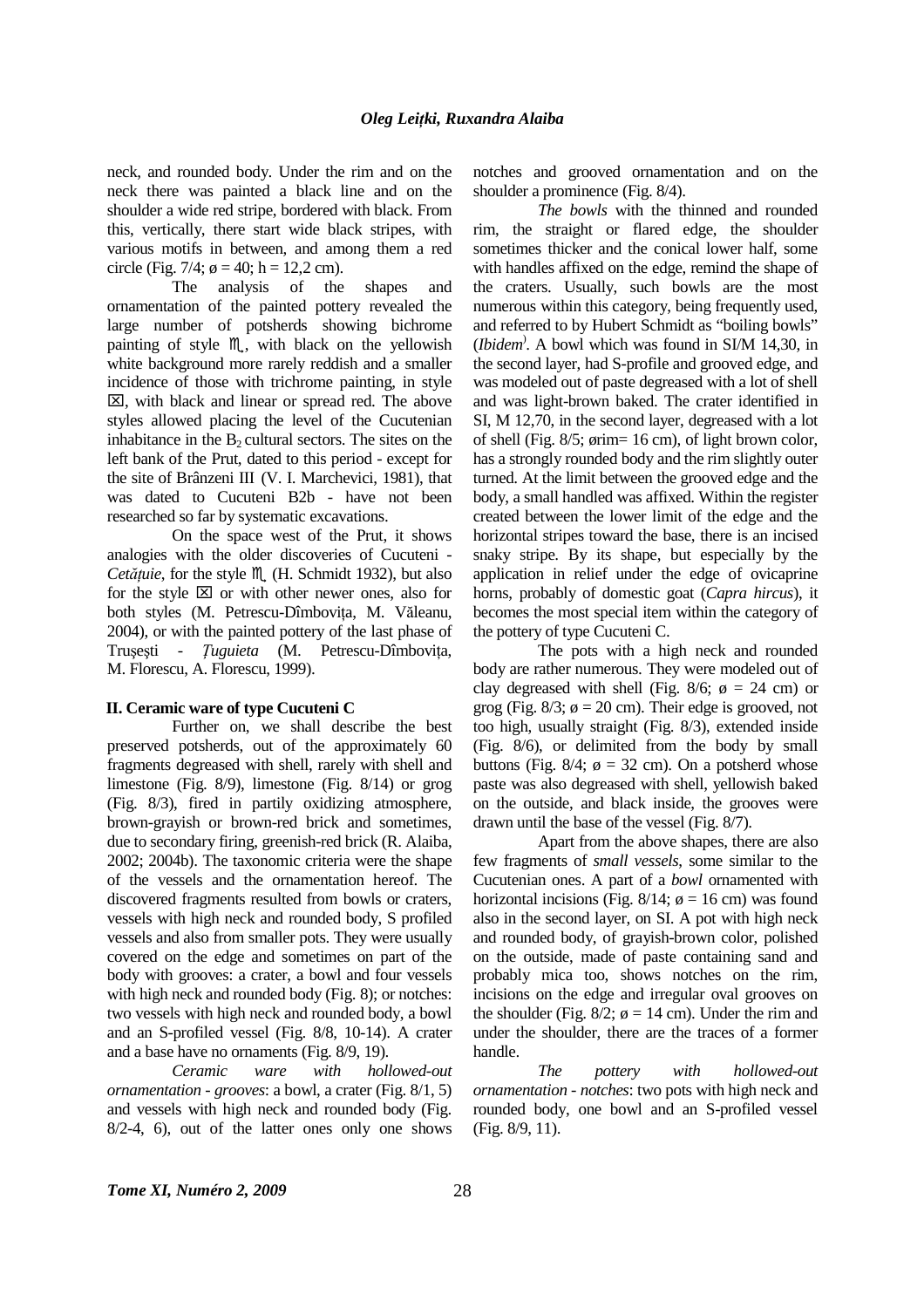neck, and rounded body. Under the rim and on the neck there was painted a black line and on the shoulder a wide red stripe, bordered with black. From this, vertically, there start wide black stripes, with various motifs in between, and among them a red circle (Fig. 7/4; ø = 40; h = 12,2 cm).

The analysis of the shapes and ornamentation of the painted pottery revealed the large number of potsherds showing bichrome painting of style ♏, with black on the yellowish white background more rarely reddish and a smaller incidence of those with trichrome painting, in style ⊠, with black and linear or spread red. The above styles allowed placing the level of the Cucutenian inhabitance in the $B_2$ cultural sectors. The sites on the left bank of the Prut, dated to this period - except for the site of Brânzeni III (V. I. Marchevici, 1981), that was dated to Cucuteni B2b - have not been researched so far by systematic excavations.

On the space west of the Prut, it shows analogies with the older discoveries of Cucuteni - *Cetăţuie*, for the style ♏ (H. Schmidt 1932), but also for the style ⊠ or with other newer ones, also for both styles (M. Petrescu-Dîmboviţa, M. Văleanu, 2004), or with the painted pottery of the last phase of Truşeşti - *Ţuguieta* (M. Petrescu-Dîmboviţa, M. Florescu, A. Florescu, 1999).

**II. Ceramic ware of type Cucuteni C**

Further on, we shall describe the best preserved potsherds, out of the approximately 60 fragments degreased with shell, rarely with shell and limestone (Fig. 8/9), limestone (Fig. 8/14) or grog (Fig. 8/3), fired in partly oxidizing atmosphere, brown-grayish or brown-red brick and sometimes, due to secondary firing, greenish-red brick (R. Alaiba, 2002; 2004b). The taxonomic criteria were the shape of the vessels and the ornamentation hereof. The discovered fragments resulted from bowls or craters, vessels with high neck and rounded body, S profiled vessels and also from smaller pots. They were usually covered on the edge and sometimes on part of the body with grooves: a crater, a bowl and four vessels with high neck and rounded body (Fig. 8); or notches: two vessels with high neck and rounded body, a bowl and an S-profiled vessel (Fig. 8/8, 10-14). A crater and a base have no ornaments (Fig. 8/9, 19).

*Ceramic ware with hollowed-out ornamentation - grooves*: a bowl, a crater (Fig. 8/1, 5) and vessels with high neck and rounded body (Fig. 8/2-4, 6), out of the latter ones only one shows notches and grooved ornamentation and on the shoulder a prominence (Fig. 8/4).

*The bowls* with the thinned and rounded rim, the straight or flared edge, the shoulder sometimes thicker and the conical lower half, some with handles affixed on the edge, remind the shape of the craters. Usually, such bowls are the most numerous within this category, being frequently used, and referred to by Hubert Schmidt as "boiling bowls" (*Ibidem*). A bowl which was found in SI/M 14,30, in the second layer, had S-profile and grooved edge, and was modeled out of paste degreased with a lot of shell and was light-brown baked. The crater identified in SI, M 12,70, in the second layer, degreased with a lot of shell (Fig. 8/5; ørim= 16 cm), of light brown color, has a strongly rounded body and the rim slightly outer turned. At the limit between the grooved edge and the body, a small handled was affixed. Within the register created between the lower limit of the edge and the horizontal stripes toward the base, there is an incised snaky stripe. By its shape, but especially by the application in relief under the edge of ovicaprine horns, probably of domestic goat (*Capra hircus*), it becomes the most special item within the category of the pottery of type Cucuteni C.

The pots with a high neck and rounded body are rather numerous. They were modeled out of clay degreased with shell (Fig. 8/6; ø = 24 cm) or grog (Fig. 8/3; ø = 20 cm). Their edge is grooved, not too high, usually straight (Fig. 8/3), extended inside (Fig. 8/6), or delimited from the body by small buttons (Fig. 8/4; ø = 32 cm). On a potsherd whose paste was also degreased with shell, yellowish baked on the outside, and black inside, the grooves were drawn until the base of the vessel (Fig. 8/7).

Apart from the above shapes, there are also few fragments of *small vessels*, some similar to the Cucutenian ones. A part of a *bowl* ornamented with horizontal incisions (Fig. 8/14; ø = 16 cm) was found also in the second layer, on SI. A pot with high neck and rounded body, of grayish-brown color, polished on the outside, made of paste containing sand and probably mica too, shows notches on the rim, incisions on the edge and irregular oval grooves on the shoulder (Fig. 8/2; ø = 14 cm). Under the rim and under the shoulder, there are the traces of a former handle.

*The pottery with hollowed-out ornamentation - notches*: two pots with high neck and rounded body, one bowl and an S-profiled vessel (Fig. 8/9, 11).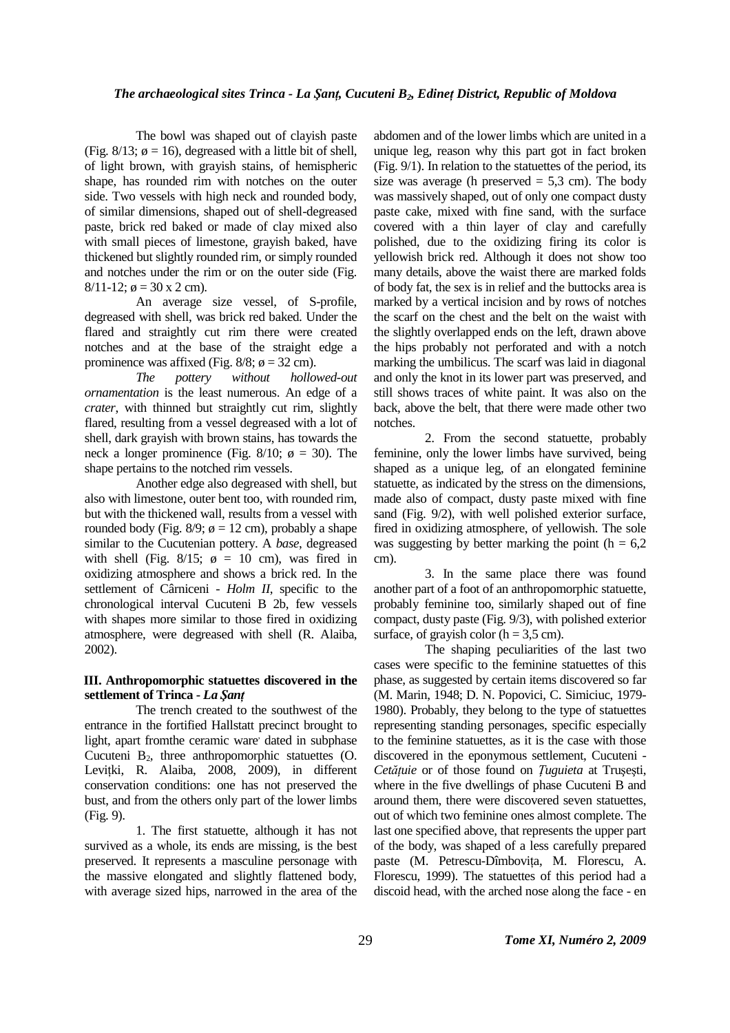The bowl was shaped out of clayish paste (Fig. 8/13; ø = 16), degreased with a little bit of shell, of light brown, with grayish stains, of hemispheric shape, has rounded rim with notches on the outer side. Two vessels with high neck and rounded body, of similar dimensions, shaped out of shell-degreased paste, brick red baked or made of clay mixed also with small pieces of limestone, grayish baked, have thickened but slightly rounded rim, or simply rounded and notches under the rim or on the outer side (Fig. 8/11-12; ø = 30 x 2 cm).

An average size vessel, of S-profile, degreased with shell, was brick red baked. Under the flared and straightly cut rim there were created notches and at the base of the straight edge a prominence was affixed (Fig. 8/8; ø = 32 cm).

*The pottery without hollowed-out ornamentation* is the least numerous. An edge of a *crater*, with thinned but straightly cut rim, slightly flared, resulting from a vessel degreased with a lot of shell, dark grayish with brown stains, has towards the neck a longer prominence (Fig. 8/10; ø = 30). The shape pertains to the notched rim vessels.

Another edge also degreased with shell, but also with limestone, outer bent too, with rounded rim, but with the thickened wall, results from a vessel with rounded body (Fig. 8/9; ø = 12 cm), probably a shape similar to the Cucutenian pottery. A *base*, degreased with shell (Fig. 8/15; ø = 10 cm), was fired in oxidizing atmosphere and shows a brick red. In the settlement of Cârniceni - *Holm II*, specific to the chronological interval Cucuteni B 2b, few vessels with shapes more similar to those fired in oxidizing atmosphere, were degreased with shell (R. Alaiba, 2002).

**III. Anthropomorphic statuettes discovered in the settlement of Trinca -** ***La Şanţ***

The trench created to the southwest of the entrance in the fortified Hallstatt precinct brought to light, apart fromthe ceramic ware dated in subphase Cucuteni $B_2$, three anthropomorphic statuettes (O. Leviţki, R. Alaiba, 2008, 2009), in different conservation conditions: one has not preserved the bust, and from the others only part of the lower limbs (Fig. 9).

1. The first statuette, although it has not survived as a whole, its ends are missing, is the best preserved. It represents a masculine personage with the massive elongated and slightly flattened body, with average sized hips, narrowed in the area of the abdomen and of the lower limbs which are united in a unique leg, reason why this part got in fact broken (Fig. 9/1). In relation to the statuettes of the period, its size was average (h preserved = 5,3 cm). The body was massively shaped, out of only one compact dusty paste cake, mixed with fine sand, with the surface covered with a thin layer of clay and carefully polished, due to the oxidizing firing its color is yellowish brick red. Although it does not show too many details, above the waist there are marked folds of body fat, the sex is in relief and the buttocks area is marked by a vertical incision and by rows of notches the scarf on the chest and the belt on the waist with the slightly overlapped ends on the left, drawn above the hips probably not perforated and with a notch marking the umbilicus. The scarf was laid in diagonal and only the knot in its lower part was preserved, and still shows traces of white paint. It was also on the back, above the belt, that there were made other two notches.

2. From the second statuette, probably feminine, only the lower limbs have survived, being shaped as a unique leg, of an elongated feminine statuette, as indicated by the stress on the dimensions, made also of compact, dusty paste mixed with fine sand (Fig. 9/2), with well polished exterior surface, fired in oxidizing atmosphere, of yellowish. The sole was suggesting by better marking the point (h = 6,2 cm).

3. In the same place there was found another part of a foot of an anthropomorphic statuette, probably feminine too, similarly shaped out of fine compact, dusty paste (Fig. 9/3), with polished exterior surface, of grayish color (h = 3,5 cm).

The shaping peculiarities of the last two cases were specific to the feminine statuettes of this phase, as suggested by certain items discovered so far (M. Marin, 1948; D. N. Popovici, C. Simiciuc, 1979-1980). Probably, they belong to the type of statuettes representing standing personages, specific especially to the feminine statuettes, as it is the case with those discovered in the eponymous settlement, Cucuteni - *Cetăţuie* or of those found on *Ţuguieta* at Truşeşti, where in the five dwellings of phase Cucuteni B and around them, there were discovered seven statuettes, out of which two feminine ones almost complete. The last one specified above, that represents the upper part of the body, was shaped of a less carefully prepared paste (M. Petrescu-Dîmboviţa, M. Florescu, A. Florescu, 1999). The statuettes of this period had a discoid head, with the arched nose along the face - en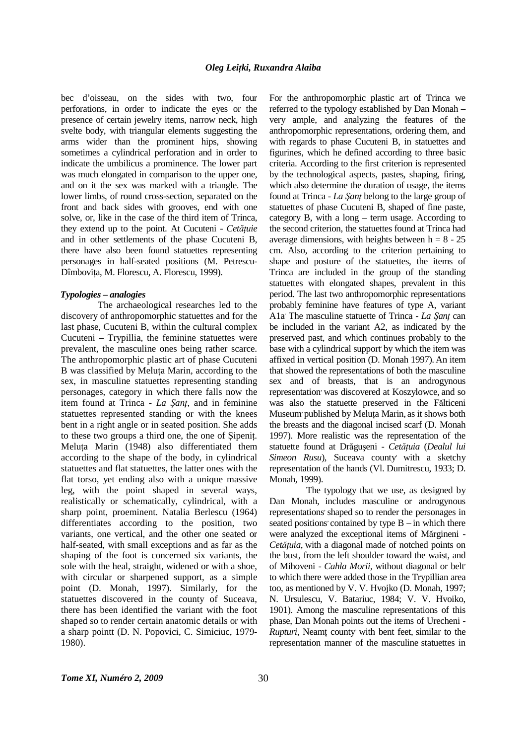bec d'oisseau, on the sides with two, four perforations, in order to indicate the eyes or the presence of certain jewelry items, narrow neck, high svelte body, with triangular elements suggesting the arms wider than the prominent hips, showing sometimes a cylindrical perforation and in order to indicate the umbilicus a prominence. The lower part was much elongated in comparison to the upper one, and on it the sex was marked with a triangle. The lower limbs, of round cross-section, separated on the front and back sides with grooves, end with one solve, or, like in the case of the third item of Trinca, they extend up to the point. At Cucuteni - *Cetățuie* and in other settlements of the phase Cucuteni B, there have also been found statuettes representing personages in half-seated positions (M. Petrescu-Dîmbovița, M. Florescu, A. Florescu, 1999).

### *Typologies – analogies*

The archaeological researches led to the discovery of anthropomorphic statuettes and for the last phase, Cucuteni B, within the cultural complex Cucuteni – Trypillia, the feminine statuettes were prevalent, the masculine ones being rather scarce. The anthropomorphic plastic art of phase Cucuteni B was classified by Meluța Marin, according to the sex, in masculine statuettes representing standing personages, category in which there falls now the item found at Trinca - *La Șanț*, and in feminine statuettes represented standing or with the knees bent in a right angle or in seated position. She adds to these two groups a third one, the one of Șipeniț. Meluța Marin (1948) also differentiated them according to the shape of the body, in cylindrical statuettes and flat statuettes, the latter ones with the flat torso, yet ending also with a unique massive leg, with the point shaped in several ways, realistically or schematically, cylindrical, with a sharp point, proeminent. Natalia Berlescu (1964) differentiates according to the position, two variants, one vertical, and the other one seated or half-seated, with small exceptions and as far as the shaping of the foot is concerned six variants, the sole with the heal, straight, widened or with a shoe, with circular or sharpened support, as a simple point (D. Monah, 1997). Similarly, for the statuettes discovered in the county of Suceava, there has been identified the variant with the foot shaped so to render certain anatomic details or with a sharp pointt (D. N. Popovici, C. Simiciuc, 1979-1980).

For the anthropomorphic plastic art of Trinca we referred to the typology established by Dan Monah – very ample, and analyzing the features of the anthropomorphic representations, ordering them, and with regards to phase Cucuteni B, in statuettes and figurines, which he defined according to three basic criteria. According to the first criterion is represented by the technological aspects, pastes, shaping, firing, which also determine the duration of usage, the items found at Trinca - *La Șanț* belong to the large group of statuettes of phase Cucuteni B, shaped of fine paste, category B, with a long – term usage. According to the second criterion, the statuettes found at Trinca had average dimensions, with heights between h = 8 - 25 cm. Also, according to the criterion pertaining to shape and posture of the statuettes, the items of Trinca are included in the group of the standing statuettes with elongated shapes, prevalent in this period. The last two anthropomorphic representations probably feminine have features of type A, variant A1a. The masculine statuette of Trinca - *La Șanț* can be included in the variant A2, as indicated by the preserved past, and which continues probably to the base with a cylindrical support, by which the item was affixed in vertical position (D. Monah 1997). An item that showed the representations of both the masculine sex and of breasts, that is an androgynous representation, was discovered at Koszylowce, and so was also the statuette preserved in the Fălticeni Museum, published by Meluța Marin, as it shows both the breasts and the diagonal incised scarf (D. Monah 1997). More realistic was the representation of the statuette found at Drăgușeni - *Cetățuia* (*Dealul lui Simeon Rusu*), Suceava county, with a sketchy representation of the hands (Vl. Dumitrescu, 1933; D. Monah, 1999).

The typology that we use, as designed by Dan Monah, includes masculine or androgynous representations, shaped so to render the personages in seated positions, contained by type B – in which there were analyzed the exceptional items of Mărgineni - *Cetățuia*, with a diagonal made of notched points on the bust, from the left shoulder toward the waist, and of Mihoveni - *Cahla Morii*, without diagonal or belt, to which there were added those in the Trypillian area too, as mentioned by V. V. Hvojko (D. Monah, 1997; N. Ursulescu, V. Batariuc, 1984; V. V. Hvoiko, 1901). Among the masculine representations of this phase, Dan Monah points out the items of Urecheni - *Rupturi*, Neamț county, with bent feet, similar to the representation manner of the masculine statuettes in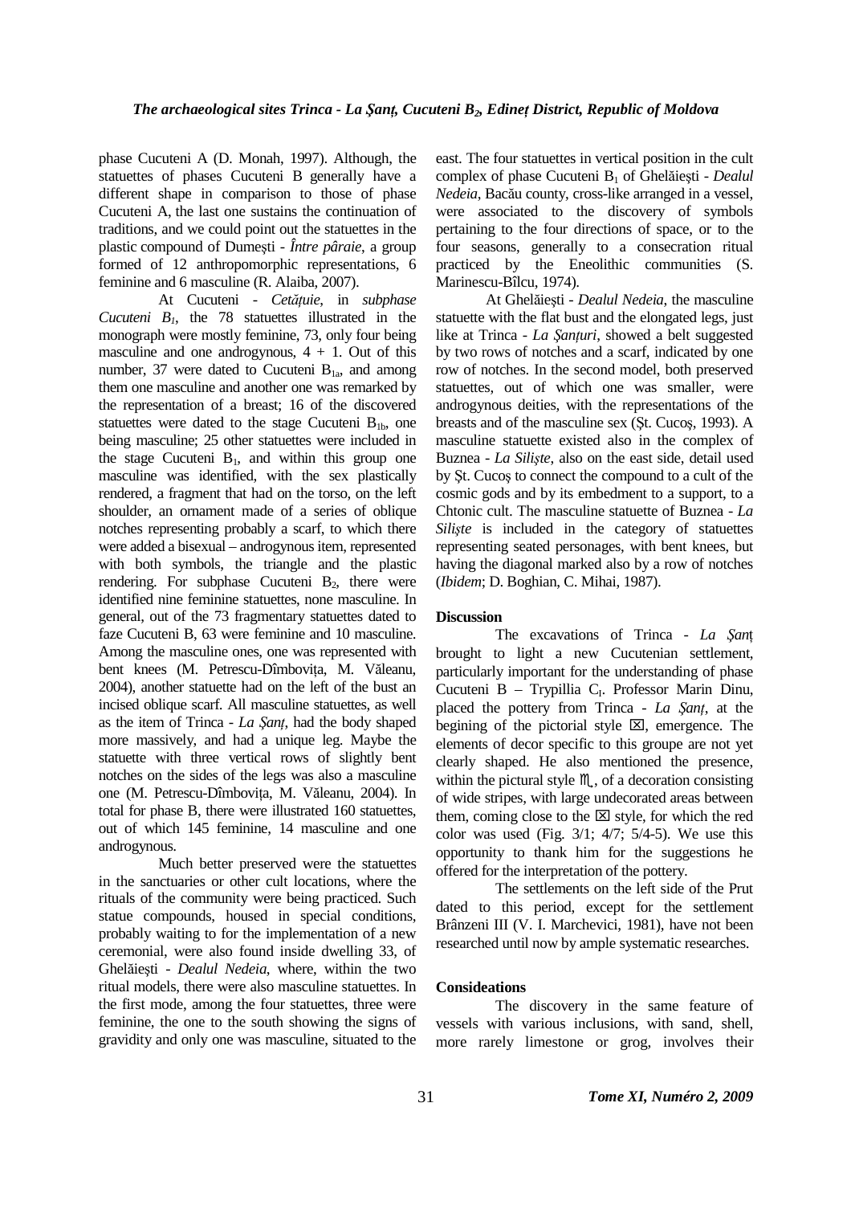phase Cucuteni A (D. Monah, 1997). Although, the statuettes of phases Cucuteni B generally have a different shape in comparison to those of phase Cucuteni A, the last one sustains the continuation of traditions, and we could point out the statuettes in the plastic compound of Dumeşti - *Între pâraie*, a group formed of 12 anthropomorphic representations, 6 feminine and 6 masculine (R. Alaiba, 2007).

At Cucuteni - *Cetăţuie*, in *subphase Cucuteni $B_1$*, the 78 statuettes illustrated in the monograph were mostly feminine, 73, only four being masculine and one androgynous, 4 + 1. Out of this number, 37 were dated to Cucuteni $B_{1a}$, and among them one masculine and another one was remarked by the representation of a breast; 16 of the discovered statuettes were dated to the stage Cucuteni $B_{1b}$, one being masculine; 25 other statuettes were included in the stage Cucuteni $B_1$, and within this group one masculine was identified, with the sex plastically rendered, a fragment that had on the torso, on the left shoulder, an ornament made of a series of oblique notches representing probably a scarf, to which there were added a bisexual – androgynous item, represented with both symbols, the triangle and the plastic rendering. For subphase Cucuteni $B_2$, there were identified nine feminine statuettes, none masculine. In general, out of the 73 fragmentary statuettes dated to faze Cucuteni B, 63 were feminine and 10 masculine. Among the masculine ones, one was represented with bent knees (M. Petrescu-Dîmboviţa, M. Văleanu, 2004), another statuette had on the left of the bust an incised oblique scarf. All masculine statuettes, as well as the item of Trinca - *La Şanţ*, had the body shaped more massively, and had a unique leg. Maybe the statuette with three vertical rows of slightly bent notches on the sides of the legs was also a masculine one (M. Petrescu-Dîmboviţa, M. Văleanu, 2004). In total for phase B, there were illustrated 160 statuettes, out of which 145 feminine, 14 masculine and one androgynous.

Much better preserved were the statuettes in the sanctuaries or other cult locations, where the rituals of the community were being practiced. Such statue compounds, housed in special conditions, probably waiting to for the implementation of a new ceremonial, were also found inside dwelling 33, of Ghelăieşti - *Dealul Nedeia*, where, within the two ritual models, there were also masculine statuettes. In the first mode, among the four statuettes, three were feminine, the one to the south showing the signs of gravidity and only one was masculine, situated to the east. The four statuettes in vertical position in the cult complex of phase Cucuteni $B_1$ of Ghelăieşti - *Dealul Nedeia*, Bacău county, cross-like arranged in a vessel, were associated to the discovery of symbols pertaining to the four directions of space, or to the four seasons, generally to a consecration ritual practiced by the Eneolithic communities (S. Marinescu-Bîlcu, 1974).

At Ghelăieşti - *Dealul Nedeia*, the masculine statuette with the flat bust and the elongated legs, just like at Trinca - *La Şanţuri*, showed a belt suggested by two rows of notches and a scarf, indicated by one row of notches. In the second model, both preserved statuettes, out of which one was smaller, were androgynous deities, with the representations of the breasts and of the masculine sex (Şt. Cucoş, 1993). A masculine statuette existed also in the complex of Buznea - *La Silişte*, also on the east side, detail used by Şt. Cucoş to connect the compound to a cult of the cosmic gods and by its embedment to a support, to a Chtonic cult. The masculine statuette of Buznea - *La Silişte* is included in the category of statuettes representing seated personages, with bent knees, but having the diagonal marked also by a row of notches (*Ibidem*; D. Boghian, C. Mihai, 1987).

**Discussion**

The excavations of Trinca - *La Şanţ* brought to light a new Cucutenian settlement, particularly important for the understanding of phase Cucuteni B – Trypillia $C_I$. Professor Marin Dinu, placed the pottery from Trinca - *La Şanţ*, at the begining of the pictorial style ⊠, emergence. The elements of decor specific to this groupe are not yet clearly shaped. He also mentioned the presence, within the pictural style ♏, of a decoration consisting of wide stripes, with large undecorated areas between them, coming close to the ⊠ style, for which the red color was used (Fig. 3/1; 4/7; 5/4-5). We use this opportunity to thank him for the suggestions he offered for the interpretation of the pottery.

The settlements on the left side of the Prut dated to this period, except for the settlement Brânzeni III (V. I. Marchevici, 1981), have not been researched until now by ample systematic researches.

**Consideations**

The discovery in the same feature of vessels with various inclusions, with sand, shell, more rarely limestone or grog, involves their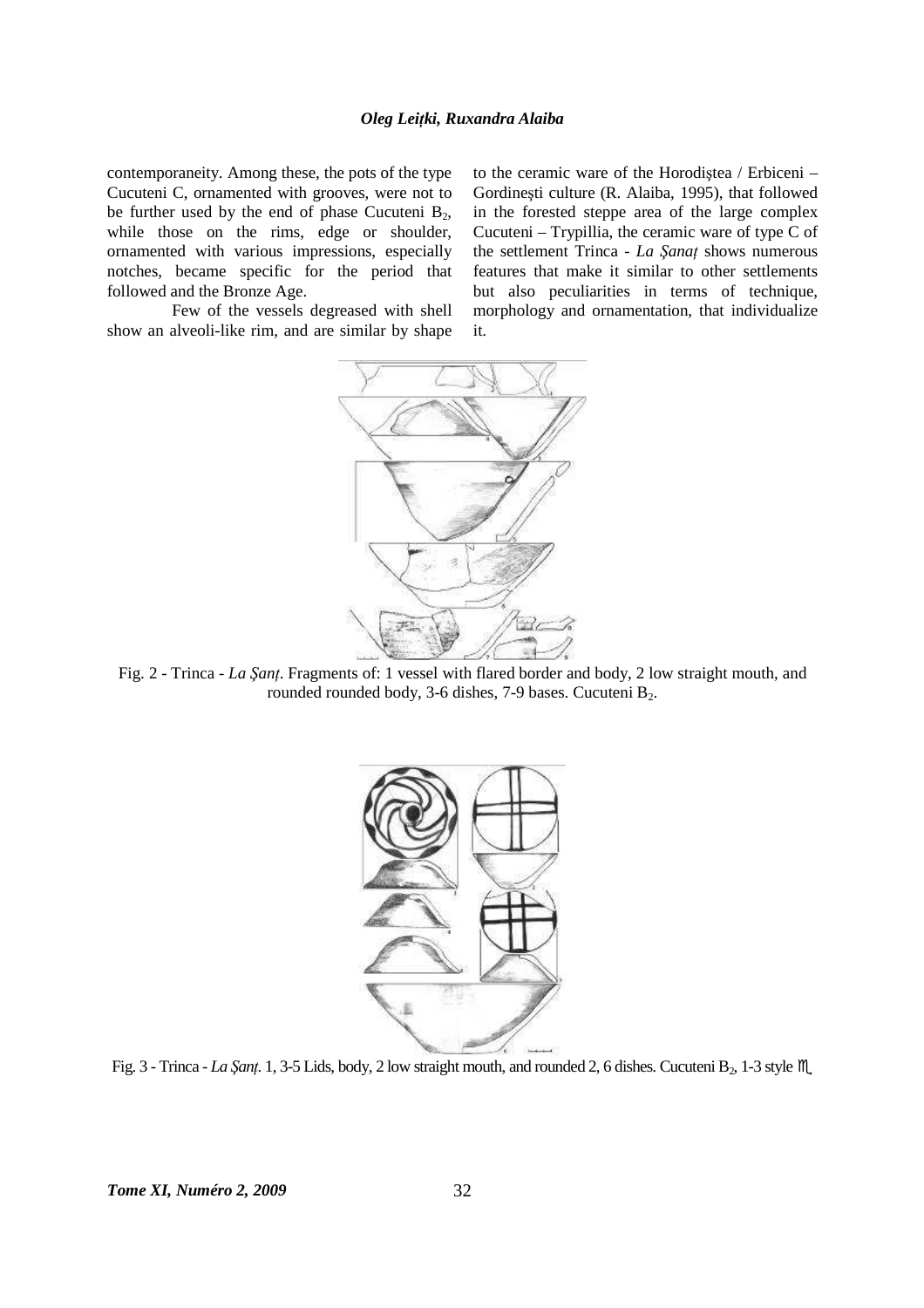contemporaneity. Among these, the pots of the type Cucuteni C, ornamented with grooves, were not to be further used by the end of phase Cucuteni $B_2$, while those on the rims, edge or shoulder, ornamented with various impressions, especially notches, became specific for the period that followed and the Bronze Age.

Few of the vessels degreased with shell show an alveoli-like rim, and are similar by shape to the ceramic ware of the Horodiștea / Erbiceni – Gordinești culture (R. Alaiba, 1995), that followed in the forested steppe area of the large complex Cucuteni – Trypillia, the ceramic ware of type C of the settlement Trinca - *La Şanaț* shows numerous features that make it similar to other settlements but also peculiarities in terms of technique, morphology and ornamentation, that individualize it.

Fig. 2 - Trinca - *La Şanț*. Fragments of: 1 vessel with flared border and body, 2 low straight mouth, and rounded rounded body, 3-6 dishes, 7-9 bases. Cucuteni $B_2$.

Fig. 3 - Trinca - *La Şanț*. 1, 3-5 Lids, body, 2 low straight mouth, and rounded 2, 6 dishes. Cucuteni $B_2$, 1-3 style ♏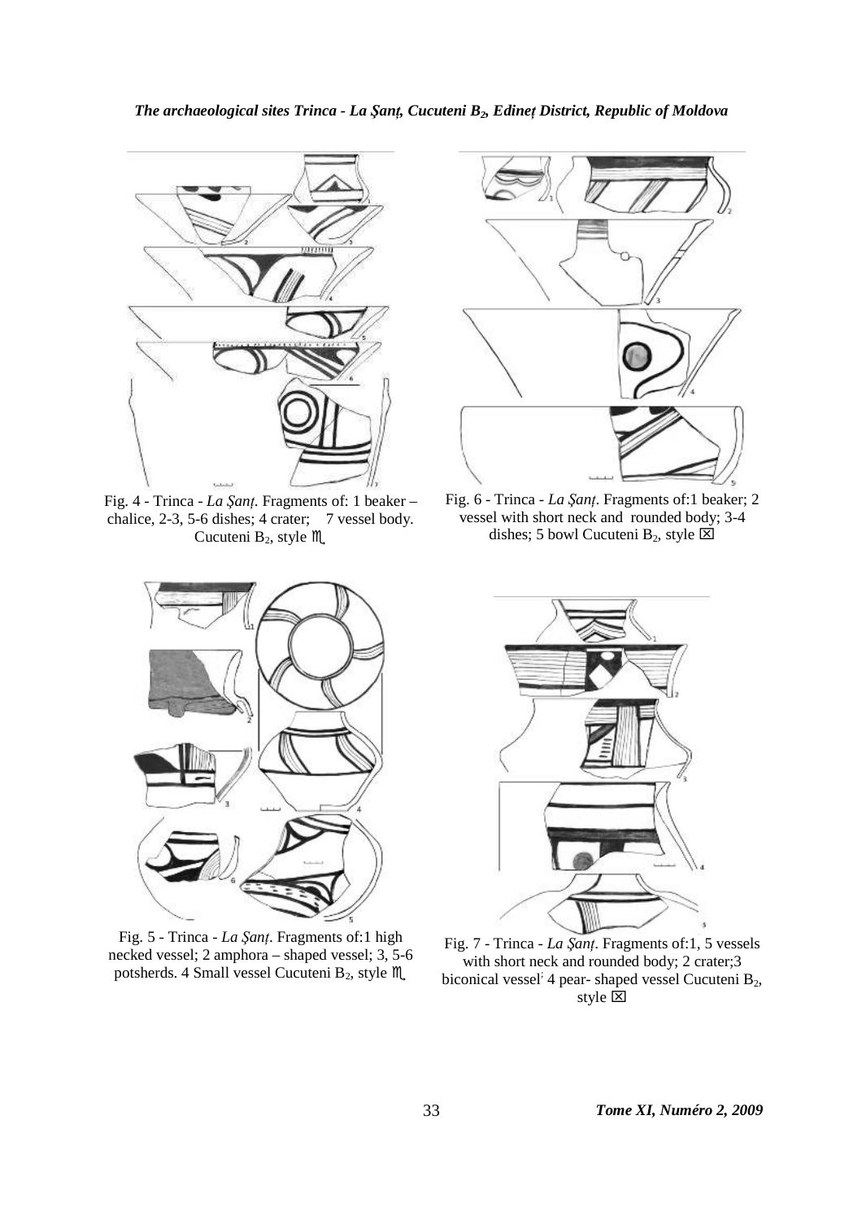Fig. 4 - Trinca - *La Şanţ*. Fragments of: 1 beaker – chalice, 2-3, 5-6 dishes; 4 crater; 7 vessel body. Cucuteni $B_2$, style ♏

Fig. 6 - Trinca - *La Şanţ*. Fragments of:1 beaker; 2 vessel with short neck and rounded body; 3-4 dishes; 5 bowl Cucuteni $B_2$, style ☒

Fig. 5 - Trinca - *La Şanţ*. Fragments of:1 high necked vessel; 2 amphora – shaped vessel; 3, 5-6 potsherds. 4 Small vessel Cucuteni $B_2$, style ♏

Fig. 7 - Trinca - *La Şanţ*. Fragments of:1, 5 vessels with short neck and rounded body; 2 crater;3 biconical vessel; 4 pear- shaped vessel Cucuteni $B_2$, style ☒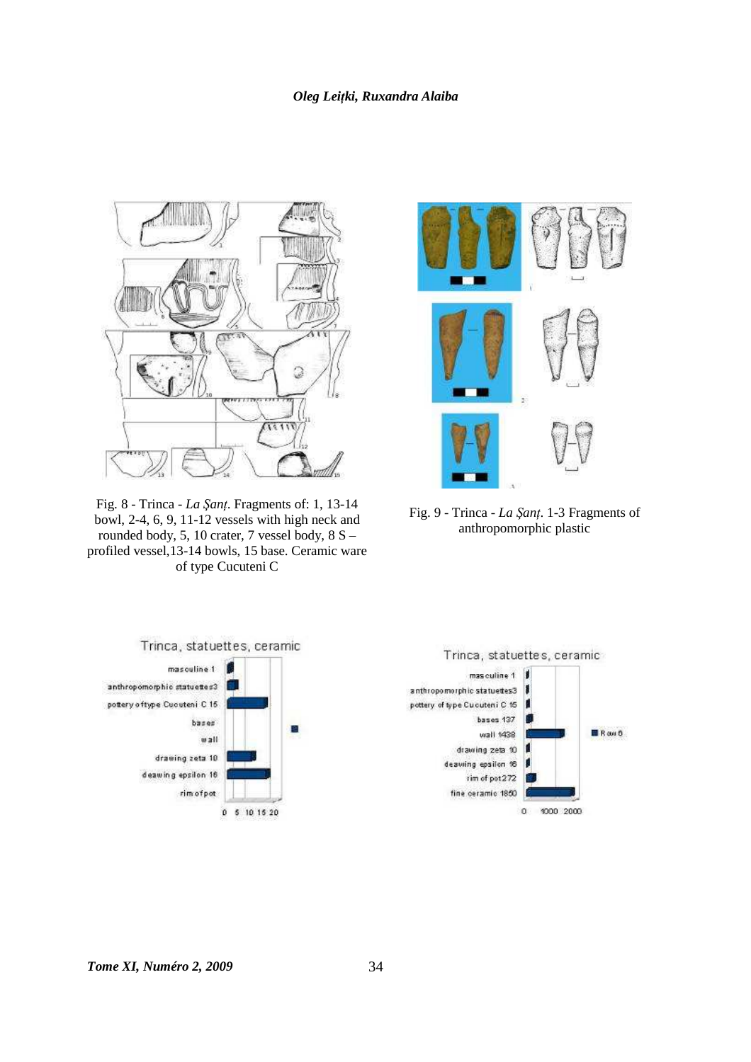Fig. 8 - Trinca - *La Şanţ*. Fragments of: 1, 13-14 bowl, 2-4, 6, 9, 11-12 vessels with high neck and rounded body, 5, 10 crater, 7 vessel body, 8 S – profiled vessel,13-14 bowls, 15 base. Ceramic ware of type Cucuteni C

Fig. 9 - Trinca - *La Şanţ*. 1-3 Fragments of anthropomorphic plastic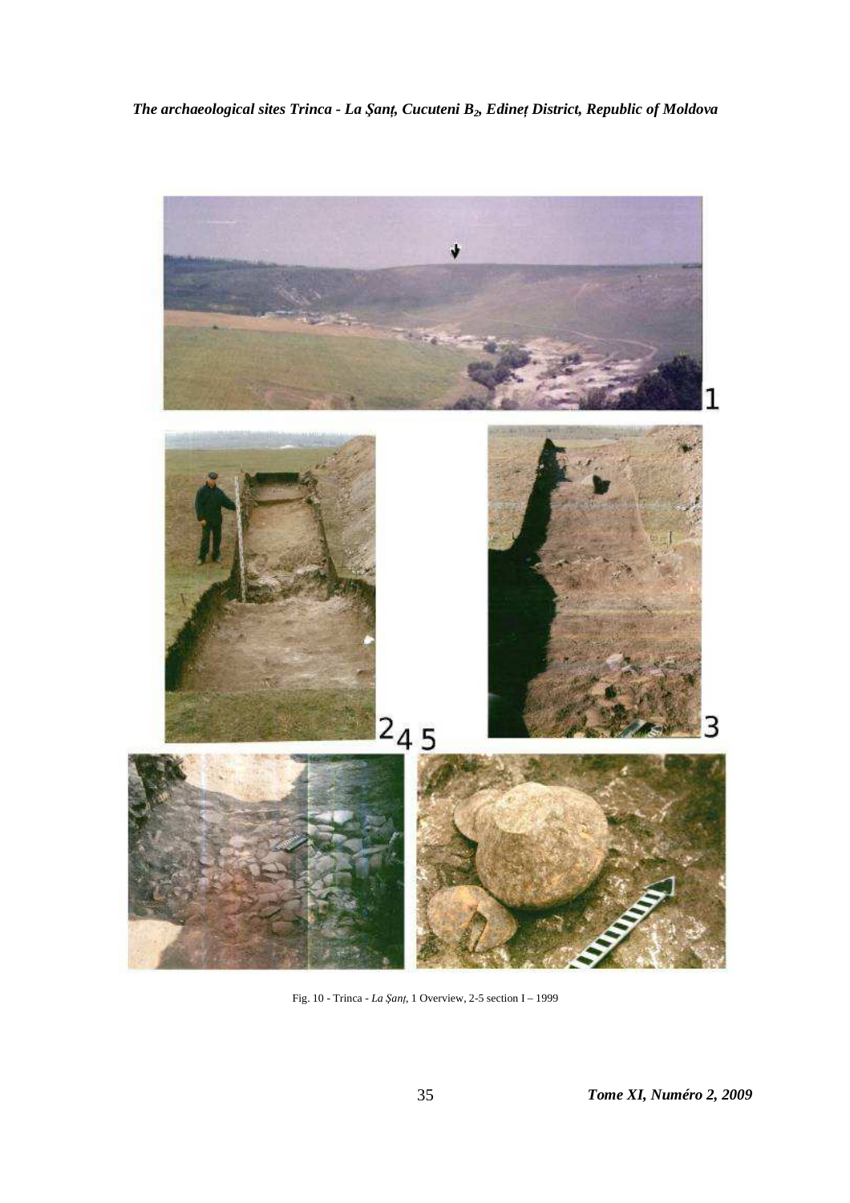Fig. 10 - Trinca - *La Şanţ*, 1 Overview, 2-5 section I – 1999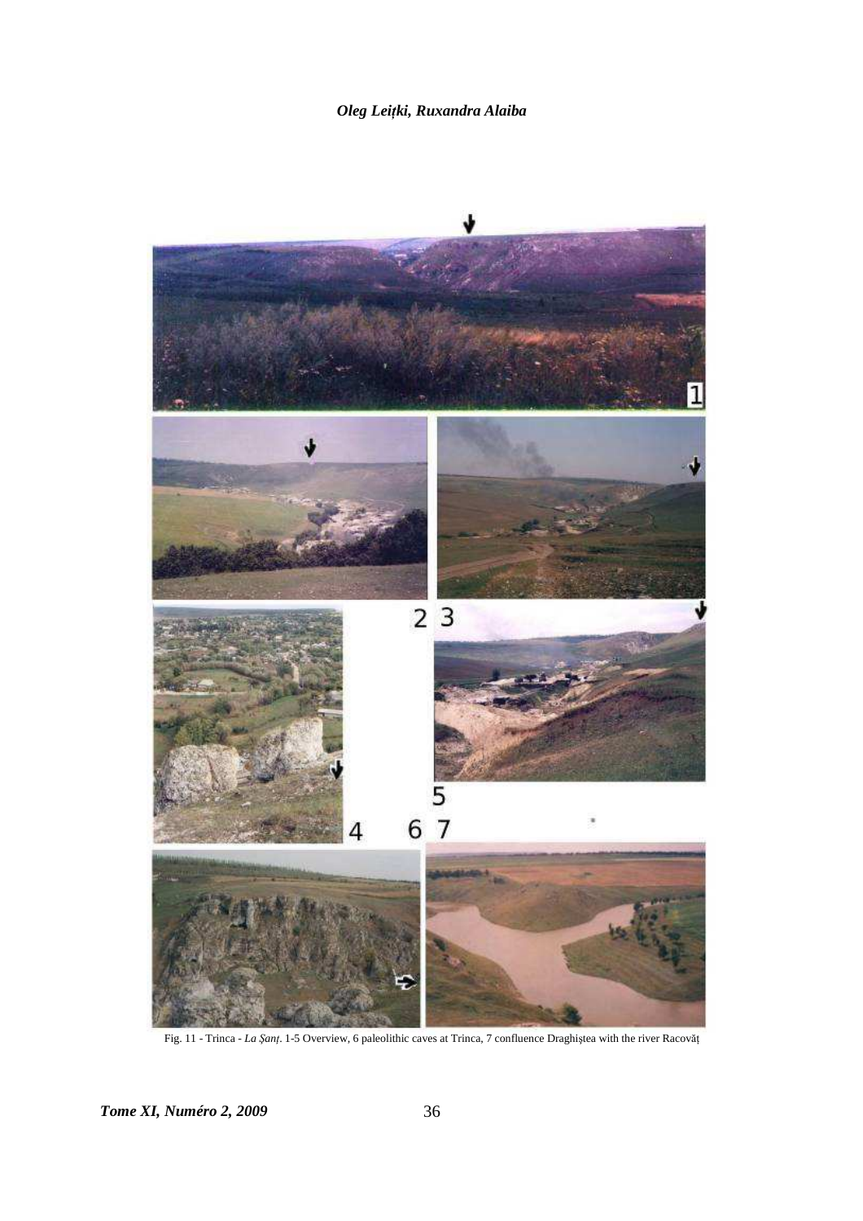Fig. 11 - Trinca - *La Șanț*. 1-5 Overview, 6 paleolithic caves at Trinca, 7 confluence Draghiștea with the river Racovăț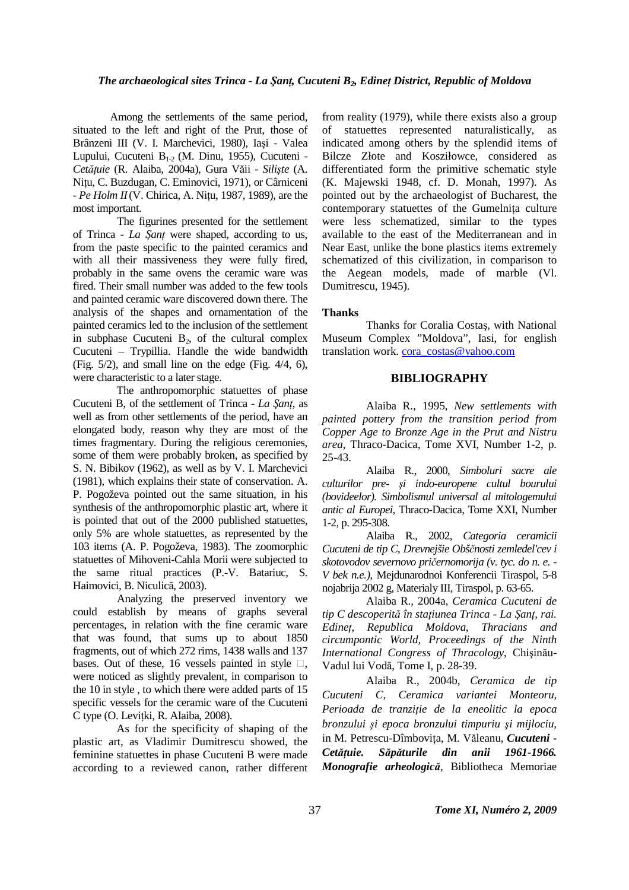Among the settlements of the same period, situated to the left and right of the Prut, those of Brânzeni III (V. I. Marchevici, 1980), Iași - Valea Lupului, Cucuteni $B_{1-2}$ (M. Dinu, 1955), Cucuteni - *Cetățuie* (R. Alaiba, 2004a), Gura Văii - *Siliște* (A. Nițu, C. Buzdugan, C. Eminovici, 1971), or Cârniceni - *Pe Holm II* (V. Chirica, A. Nițu, 1987, 1989), are the most important.

The figurines presented for the settlement of Trinca - *La Șanț* were shaped, according to us, from the paste specific to the painted ceramics and with all their massiveness they were fully fired, probably in the same ovens the ceramic ware was fired. Their small number was added to the few tools and painted ceramic ware discovered down there. The analysis of the shapes and ornamentation of the painted ceramics led to the inclusion of the settlement in subphase Cucuteni $B_2$, of the cultural complex Cucuteni – Trypillia. Handle the wide bandwidth (Fig. 5/2), and small line on the edge (Fig. 4/4, 6), were characteristic to a later stage.

The anthropomorphic statuettes of phase Cucuteni B, of the settlement of Trinca - *La Șanț*, as well as from other settlements of the period, have an elongated body, reason why they are most of the times fragmentary. During the religious ceremonies, some of them were probably broken, as specified by S. N. Bibikov (1962), as well as by V. I. Marchevici (1981), which explains their state of conservation. A. P. Pogoževa pointed out the same situation, in his synthesis of the anthropomorphic plastic art, where it is pointed that out of the 2000 published statuettes, only 5% are whole statuettes, as represented by the 103 items (A. P. Pogoževa, 1983). The zoomorphic statuettes of Mihoveni-Cahla Morii were subjected to the same ritual practices (P.-V. Batariuc, S. Haimovici, B. Niculică, 2003).

Analyzing the preserved inventory we could establish by means of graphs several percentages, in relation with the fine ceramic ware that was found, that sums up to about 1850 fragments, out of which 272 rims, 1438 walls and 137 bases. Out of these, 16 vessels painted in style □, were noticed as slightly prevalent, in comparison to the 10 in style , to which there were added parts of 15 specific vessels for the ceramic ware of the Cucuteni C type (O. Levițki, R. Alaiba, 2008).

As for the specificity of shaping of the plastic art, as Vladimir Dumitrescu showed, the feminine statuettes in phase Cucuteni B were made according to a reviewed canon, rather different from reality (1979), while there exists also a group of statuettes represented naturalistically, as indicated among others by the splendid items of Bilcze Złote and Kosziłowce, considered as differentiated form the primitive schematic style (K. Majewski 1948, cf. D. Monah, 1997). As pointed out by the archaeologist of Bucharest, the contemporary statuettes of the Gumelnița culture were less schematized, similar to the types available to the east of the Mediterranean and in Near East, unlike the bone plastics items extremely schematized of this civilization, in comparison to the Aegean models, made of marble (Vl. Dumitrescu, 1945).

**Thanks**

Thanks for Coralia Costaș, with National Museum Complex "Moldova", Iasi, for english translation work. cora_costas@yahoo.com

## BIBLIOGRAPHY

Alaiba R., 1995, *New settlements with painted pottery from the transition period from Copper Age to Bronze Age in the Prut and Nistru area*, Thraco-Dacica, Tome XVI, Number 1-2, p. 25-43.

Alaiba R., 2000, *Simboluri sacre ale culturilor pre- și indo-europene cultul bourului (bovideelor). Simbolismul universal al mitologemului antic al Europei*, Thraco-Dacica, Tome XXI, Number 1-2, p. 295-308.

Alaiba R., 2002, *Categoria ceramicii Cucuteni de tip C, Drevnejšie Obščnosti zemledel'cev i skotovodov severnovo pričernomorija (v. tyc. do n. e. - V bek n.e.)*, Mejdunarodnoi Konferencii Tiraspol, 5-8 nojabrija 2002 g, Materialy III, Tiraspol, p. 63-65.

Alaiba R., 2004a, *Ceramica Cucuteni de tip C descoperită în stațiunea Trinca - La Șanț, rai. Edineț, Republica Moldova, Thracians and circumpontic World, Proceedings of the Ninth International Congress of Thracology*, Chișinău-Vadul lui Vodă, Tome I, p. 28-39.

Alaiba R., 2004b, *Ceramica de tip Cucuteni C, Ceramica variantei Monteoru, Perioada de tranziție de la eneolitic la epoca bronzului și epoca bronzului timpuriu și mijlociu*, in M. Petrescu-Dîmbovița, M. Văleanu, ***Cucuteni - Cetățuie. Săpăturile din anii 1961-1966. Monografie arheologică***, Bibliotheca Memoriae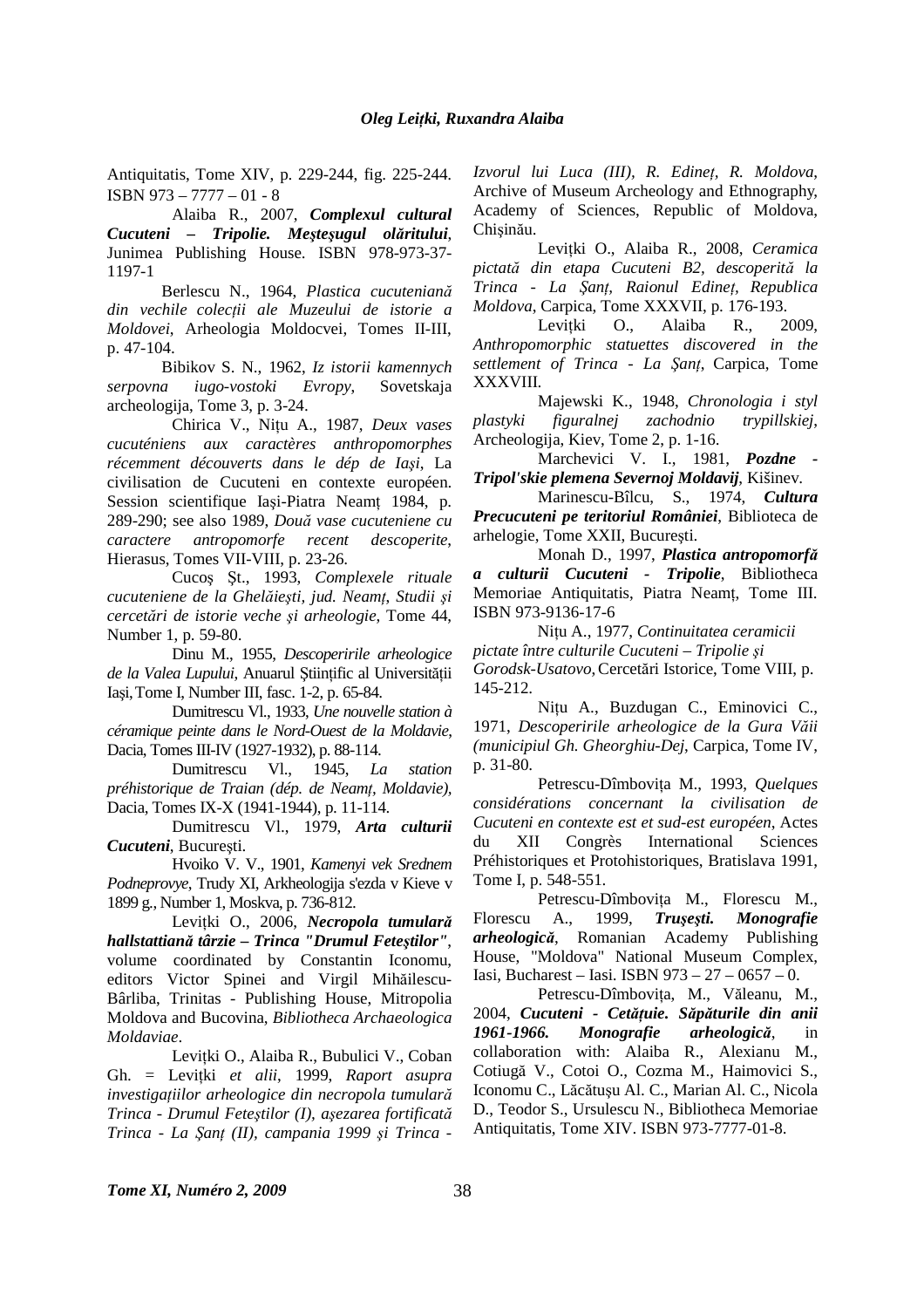Antiquitatis, Tome XIV, p. 229-244, fig. 225-244. ISBN 973 – 7777 – 01 - 8

Alaiba R., 2007, ***Complexul cultural Cucuteni – Tripolie. Meşteşugul olăritului***, Junimea Publishing House. ISBN 978-973-37-1197-1

Berlescu N., 1964, *Plastica cucuteniană din vechile colecții ale Muzeului de istorie a Moldovei*, Arheologia Moldocvei, Tomes II-III, p. 47-104.

Bibikov S. N., 1962, *Iz istorii kamennych serpovna iugo-vostoki Evropy*, Sovetskaja archeologija, Tome 3, p. 3-24.

Chirica V., Nițu A., 1987, *Deux vases cucuténiens aux caractères anthropomorphes récemment découverts dans le dép de Iaşi*, La civilisation de Cucuteni en contexte européen. Session scientifique Iaşi-Piatra Neamț 1984, p. 289-290; see also 1989, *Două vase cucuteniene cu caractere antropomorfe recent descoperite*, Hierasus, Tomes VII-VIII, p. 23-26.

Cucoş Şt., 1993, *Complexele rituale cucuteniene de la Ghelăieşti, jud. Neamț, Studii şi cercetări de istorie veche şi arheologie*, Tome 44, Number 1, p. 59-80.

Dinu M., 1955, *Descoperirile arheologice de la Valea Lupului*, Anuarul Ştiințific al Universității Iaşi, Tome I, Number III, fasc. 1-2, p. 65-84.

Dumitrescu Vl., 1933, *Une nouvelle station à céramique peinte dans le Nord-Ouest de la Moldavie*, Dacia, Tomes III-IV (1927-1932), p. 88-114.

Dumitrescu Vl., 1945, *La station préhistorique de Traian (dép. de Neamț, Moldavie)*, Dacia, Tomes IX-X (1941-1944), p. 11-114.

Dumitrescu Vl., 1979, ***Arta culturii Cucuteni***, Bucureşti.

Hvoiko V. V., 1901, *Kamenyi vek Srednem Podneprovye*, Trudy XI, Arkheologija s'ezda v Kieve v 1899 g., Number 1, Moskva, p. 736-812.

Levițki O., 2006, ***Necropola tumulară hallstattiană târzie – Trinca "Drumul Feteştilor"***, volume coordinated by Constantin Iconomu, editors Victor Spinei and Virgil Mihăilescu-Bârliba, Trinitas - Publishing House, Mitropolia Moldova and Bucovina, *Bibliotheca Archaeologica Moldaviae*.

Levițki O., Alaiba R., Bubulici V., Coban Gh. = Levițki *et alii*, 1999, *Raport asupra investigațiilor arheologice din necropola tumulară Trinca - Drumul Feteştilor (I), aşezarea fortificată Trinca - La Şanț (II), campania 1999 şi Trinca - Izvorul lui Luca (III), R. Edineț, R. Moldova*, Archive of Museum Archeology and Ethnography, Academy of Sciences, Republic of Moldova, Chişinău.

Levițki O., Alaiba R., 2008, *Ceramica pictată din etapa Cucuteni B2, descoperită la Trinca - La Şanț, Raionul Edineț, Republica Moldova*, Carpica, Tome XXXVII, p. 176-193.

Levițki O., Alaiba R., 2009, *Anthropomorphic statuettes discovered in the settlement of Trinca - La Şanț*, Carpica, Tome XXXVIII.

Majewski K., 1948, *Chronologia i styl plastyki figuralnej zachodnio trypillskiej*, Archeologija, Kiev, Tome 2, p. 1-16.

Marchevici V. I., 1981, ***Pozdne - Tripol'skie plemena Severnoj Moldavij***, Kišinev.

Marinescu-Bîlcu, S., 1974, ***Cultura Precucuteni pe teritoriul României***, Biblioteca de arhelogie, Tome XXII, Bucureşti.

Monah D., 1997, ***Plastica antropomorfă a culturii Cucuteni - Tripolie***, Bibliotheca Memoriae Antiquitatis, Piatra Neamț, Tome III. ISBN 973-9136-17-6

Nițu A., 1977, *Continuitatea ceramicii pictate între culturile Cucuteni – Tripolie şi Gorodsk-Usatovo*, Cercetări Istorice, Tome VIII, p. 145-212.

Nițu A., Buzdugan C., Eminovici C., 1971, *Descoperirile arheologice de la Gura Văii (municipiul Gh. Gheorghiu-Dej*, Carpica, Tome IV, p. 31-80.

Petrescu-Dîmbovița M., 1993, *Quelques considérations concernant la civilisation de Cucuteni en contexte est et sud-est européen*, Actes du XII Congrès International Sciences Préhistoriques et Protohistoriques, Bratislava 1991, Tome I, p. 548-551.

Petrescu-Dîmbovița M., Florescu M., Florescu A., 1999, ***Truşeşti. Monografie arheologică***, Romanian Academy Publishing House, "Moldova" National Museum Complex, Iasi, Bucharest – Iasi. ISBN 973 – 27 – 0657 – 0.

Petrescu-Dîmbovița, M., Văleanu, M., 2004, ***Cucuteni - Cetățuie. Săpăturile din anii 1961-1966. Monografie arheologică***, in collaboration with: Alaiba R., Alexianu M., Cotiugă V., Cotoi O., Cozma M., Haimovici S., Iconomu C., Lăcătuşu Al. C., Marian Al. C., Nicola D., Teodor S., Ursulescu N., Bibliotheca Memoriae Antiquitatis, Tome XIV. ISBN 973-7777-01-8.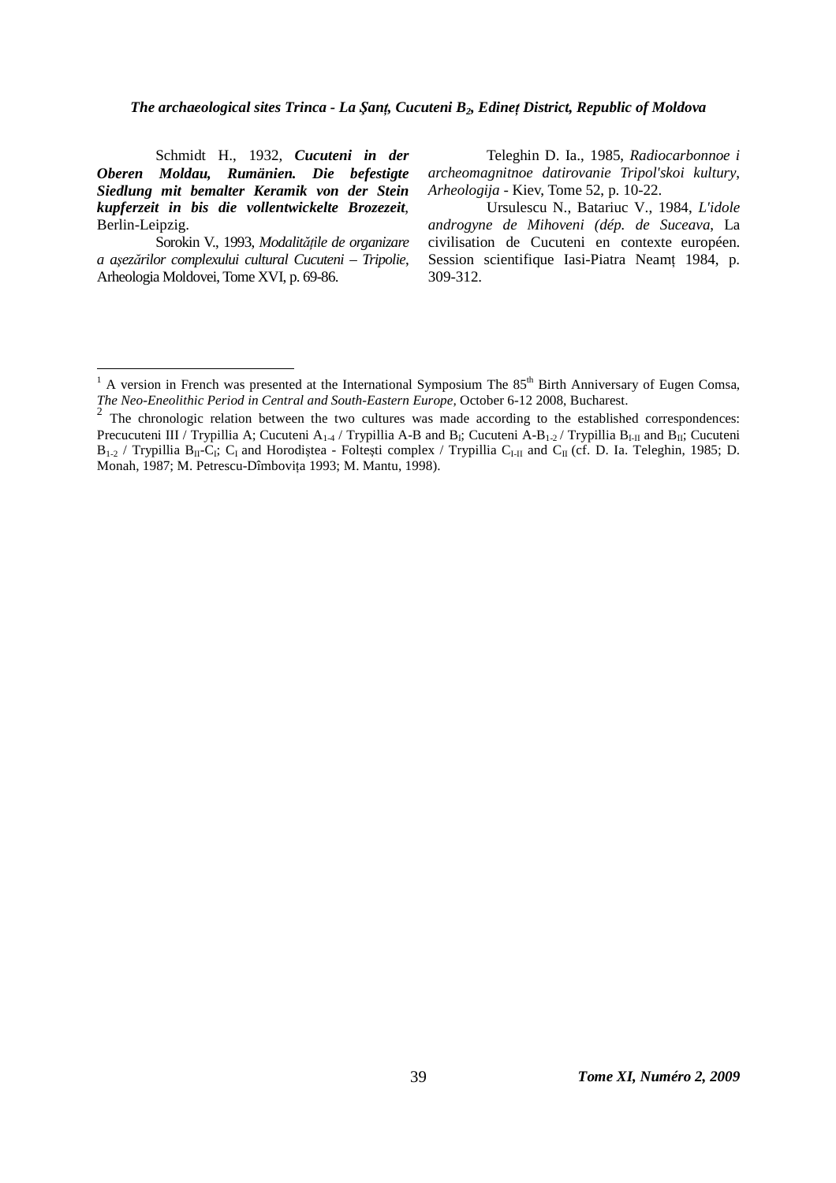Schmidt H., 1932, ***Cucuteni in der Oberen Moldau, Rumänien. Die befestigte Siedlung mit bemalter Keramik von der Stein kupferzeit in bis die vollentwickelte Brozezeit***, Berlin-Leipzig.

Sorokin V., 1993, *Modalitățile de organizare a așezărilor complexului cultural Cucuteni – Tripolie*, Arheologia Moldovei, Tome XVI, p. 69-86.

Teleghin D. Ia., 1985, *Radiocarbonnoe i archeomagnitnoe datirovanie Tripol'skoi kultury*, *Arheologija* - Kiev, Tome 52, p. 10-22.

Ursulescu N., Batariuc V., 1984, *L'idole androgyne de Mihoveni (dép. de Suceava*, La civilisation de Cucuteni en contexte européen. Session scientifique Iasi-Piatra Neamț 1984, p. 309-312.

---

[1] A version in French was presented at the International Symposium The 85[th] Birth Anniversary of Eugen Comsa, *The Neo-Eneolithic Period in Central and South-Eastern Europe,* October 6-12 2008, Bucharest.

[2] The chronologic relation between the two cultures was made according to the established correspondences: Precucuteni III / Trypillia A; Cucuteni $A_{1-4}$ / Trypillia A-B and $B_I$; Cucuteni A-$B_{1-2}$ / Trypillia $B_{I-II}$ and $B_{II}$; Cucuteni $B_{1-2}$ / Trypillia $B_{II}$-$C_I$; $C_I$ and Horodiștea - Foltești complex / Trypillia $C_{I-II}$ and $C_{II}$ (cf. D. Ia. Teleghin, 1985; D. Monah, 1987; M. Petrescu-Dîmbovița 1993; M. Mantu, 1998).